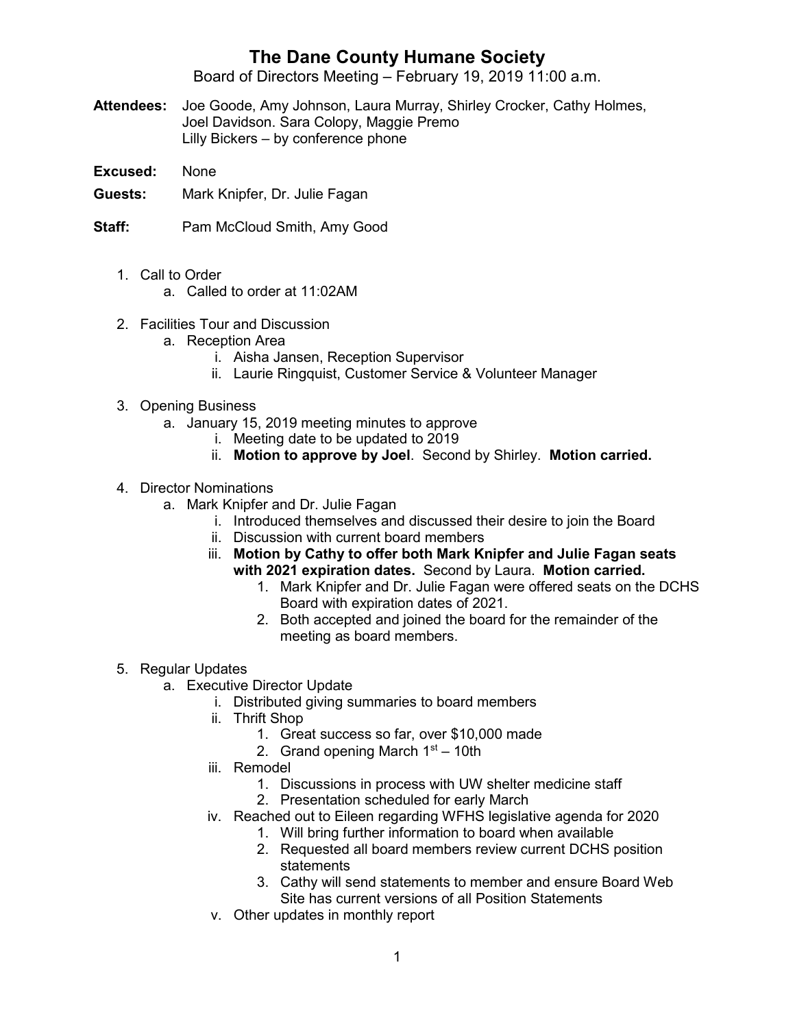# The Dane County Humane Society

Board of Directors Meeting – February 19, 2019 11:00 a.m.

**Attendees:** Joe Goode, Amy Johnson, Laura Murray, Shirley Crocker, Cathy Holmes, Joel Davidson. Sara Colopy, Maggie Premo
Lilly Bickers – by conference phone

**Excused:** None

**Guests:** Mark Knipfer, Dr. Julie Fagan

**Staff:** Pam McCloud Smith, Amy Good

1. Call to Order
   a. Called to order at 11:02AM

2. Facilities Tour and Discussion
   a. Reception Area
      i. Aisha Jansen, Reception Supervisor
      ii. Laurie Ringquist, Customer Service & Volunteer Manager

3. Opening Business
   a. January 15, 2019 meeting minutes to approve
      i. Meeting date to be updated to 2019
      ii. **Motion to approve by Joel**. Second by Shirley. **Motion carried.**

4. Director Nominations
   a. Mark Knipfer and Dr. Julie Fagan
      i. Introduced themselves and discussed their desire to join the Board
      ii. Discussion with current board members
      iii. **Motion by Cathy to offer both Mark Knipfer and Julie Fagan seats with 2021 expiration dates.** Second by Laura. **Motion carried.**
         1. Mark Knipfer and Dr. Julie Fagan were offered seats on the DCHS Board with expiration dates of 2021.
         2. Both accepted and joined the board for the remainder of the meeting as board members.

5. Regular Updates
   a. Executive Director Update
      i. Distributed giving summaries to board members
      ii. Thrift Shop
         1. Great success so far, over $10,000 made
         2. Grand opening March 1st – 10th
      iii. Remodel
         1. Discussions in process with UW shelter medicine staff
         2. Presentation scheduled for early March
      iv. Reached out to Eileen regarding WFHS legislative agenda for 2020
         1. Will bring further information to board when available
         2. Requested all board members review current DCHS position statements
         3. Cathy will send statements to member and ensure Board Web Site has current versions of all Position Statements
      v. Other updates in monthly report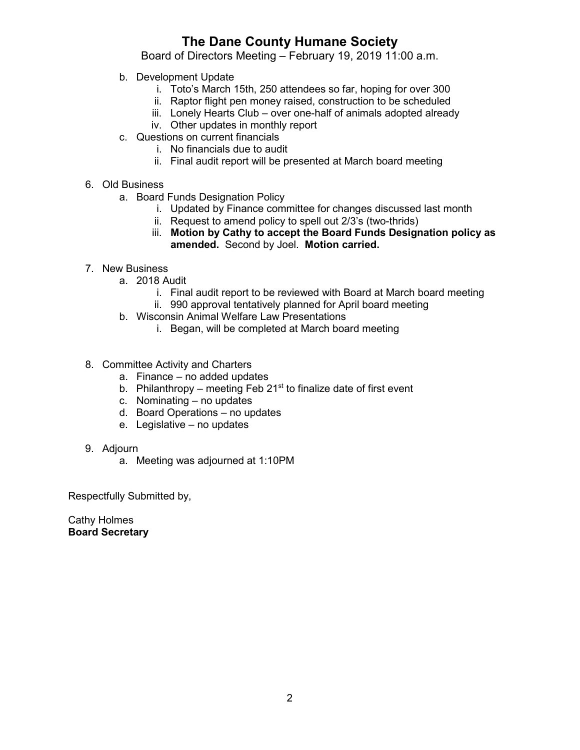b. Development Update
   i. Toto's March 15th, 250 attendees so far, hoping for over 300
   ii. Raptor flight pen money raised, construction to be scheduled
   iii. Lonely Hearts Club – over one-half of animals adopted already
   iv. Other updates in monthly report

c. Questions on current financials
   i. No financials due to audit
   ii. Final audit report will be presented at March board meeting

6. Old Business
   a. Board Funds Designation Policy
      i. Updated by Finance committee for changes discussed last month
      ii. Request to amend policy to spell out 2/3's (two-thrids)
      iii. **Motion by Cathy to accept the Board Funds Designation policy as amended.** Second by Joel. **Motion carried.**

7. New Business
   a. 2018 Audit
      i. Final audit report to be reviewed with Board at March board meeting
      ii. 990 approval tentatively planned for April board meeting
   b. Wisconsin Animal Welfare Law Presentations
      i. Began, will be completed at March board meeting

8. Committee Activity and Charters
   a. Finance – no added updates
   b. Philanthropy – meeting Feb 21st to finalize date of first event
   c. Nominating – no updates
   d. Board Operations – no updates
   e. Legislative – no updates

9. Adjourn
   a. Meeting was adjourned at 1:10PM

Respectfully Submitted by,

Cathy Holmes
**Board Secretary**